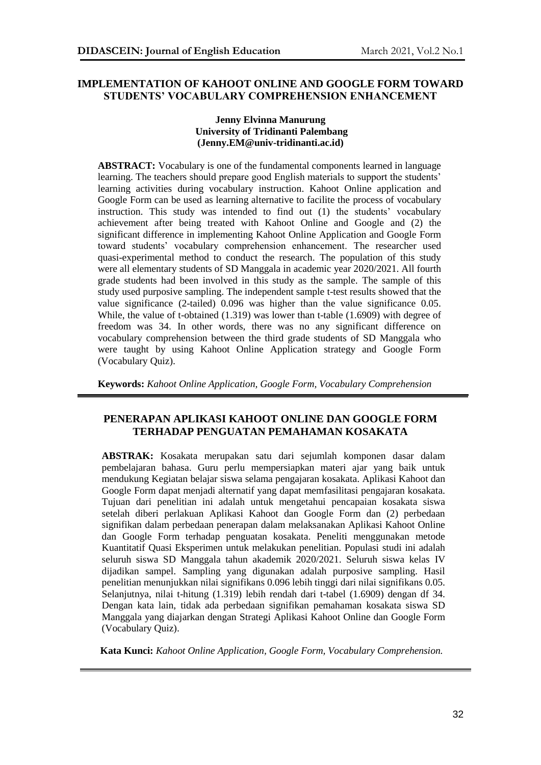# IMPLEMENTATION OF KAHOOT ONLINE AND GOOGLE FORM TOWARD STUDENTS' VOCABULARY COMPREHENSION ENHANCEMENT

**Jenny Elvinna Manurung**
**University of Tridinanti Palembang**
**(Jenny.EM@univ-tridinanti.ac.id)**

**ABSTRACT:** Vocabulary is one of the fundamental components learned in language learning. The teachers should prepare good English materials to support the students' learning activities during vocabulary instruction. Kahoot Online application and Google Form can be used as learning alternative to facilite the process of vocabulary instruction. This study was intended to find out (1) the students' vocabulary achievement after being treated with Kahoot Online and Google and (2) the significant difference in implementing Kahoot Online Application and Google Form toward students' vocabulary comprehension enhancement. The researcher used quasi-experimental method to conduct the research. The population of this study were all elementary students of SD Manggala in academic year 2020/2021. All fourth grade students had been involved in this study as the sample. The sample of this study used purposive sampling. The independent sample t-test results showed that the value significance (2-tailed) 0.096 was higher than the value significance 0.05. While, the value of t-obtained (1.319) was lower than t-table (1.6909) with degree of freedom was 34. In other words, there was no any significant difference on vocabulary comprehension between the third grade students of SD Manggala who were taught by using Kahoot Online Application strategy and Google Form (Vocabulary Quiz).

**Keywords:** *Kahoot Online Application, Google Form, Vocabulary Comprehension*

---

# PENERAPAN APLIKASI KAHOOT ONLINE DAN GOOGLE FORM TERHADAP PENGUATAN PEMAHAMAN KOSAKATA

**ABSTRAK:** Kosakata merupakan satu dari sejumlah komponen dasar dalam pembelajaran bahasa. Guru perlu mempersiapkan materi ajar yang baik untuk mendukung Kegiatan belajar siswa selama pengajaran kosakata. Aplikasi Kahoot dan Google Form dapat menjadi alternatif yang dapat memfasilitasi pengajaran kosakata. Tujuan dari penelitian ini adalah untuk mengetahui pencapaian kosakata siswa setelah diberi perlakuan Aplikasi Kahoot dan Google Form dan (2) perbedaan signifikan dalam perbedaan penerapan dalam melaksanakan Aplikasi Kahoot Online dan Google Form terhadap penguatan kosakata. Peneliti menggunakan metode Kuantitatif Quasi Eksperimen untuk melakukan penelitian. Populasi studi ini adalah seluruh siswa SD Manggala tahun akademik 2020/2021. Seluruh siswa kelas IV dijadikan sampel. Sampling yang digunakan adalah purposive sampling. Hasil penelitian menunjukkan nilai signifikans 0.096 lebih tinggi dari nilai signifikans 0.05. Selanjutnya, nilai t-hitung (1.319) lebih rendah dari t-tabel (1.6909) dengan df 34. Dengan kata lain, tidak ada perbedaan signifikan pemahaman kosakata siswa SD Manggala yang diajarkan dengan Strategi Aplikasi Kahoot Online dan Google Form (Vocabulary Quiz).

**Kata Kunci:** *Kahoot Online Application, Google Form, Vocabulary Comprehension.*

---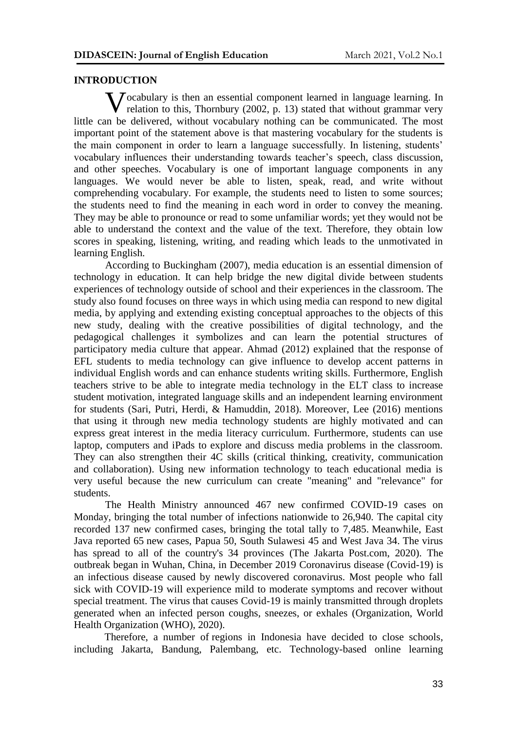## INTRODUCTION

Vocabulary is then an essential component learned in language learning. In relation to this, Thornbury (2002, p. 13) stated that without grammar very little can be delivered, without vocabulary nothing can be communicated. The most important point of the statement above is that mastering vocabulary for the students is the main component in order to learn a language successfully. In listening, students' vocabulary influences their understanding towards teacher's speech, class discussion, and other speeches. Vocabulary is one of important language components in any languages. We would never be able to listen, speak, read, and write without comprehending vocabulary. For example, the students need to listen to some sources; the students need to find the meaning in each word in order to convey the meaning. They may be able to pronounce or read to some unfamiliar words; yet they would not be able to understand the context and the value of the text. Therefore, they obtain low scores in speaking, listening, writing, and reading which leads to the unmotivated in learning English.

According to Buckingham (2007), media education is an essential dimension of technology in education. It can help bridge the new digital divide between students experiences of technology outside of school and their experiences in the classroom. The study also found focuses on three ways in which using media can respond to new digital media, by applying and extending existing conceptual approaches to the objects of this new study, dealing with the creative possibilities of digital technology, and the pedagogical challenges it symbolizes and can learn the potential structures of participatory media culture that appear. Ahmad (2012) explained that the response of EFL students to media technology can give influence to develop accent patterns in individual English words and can enhance students writing skills. Furthermore, English teachers strive to be able to integrate media technology in the ELT class to increase student motivation, integrated language skills and an independent learning environment for students (Sari, Putri, Herdi, & Hamuddin, 2018). Moreover, Lee (2016) mentions that using it through new media technology students are highly motivated and can express great interest in the media literacy curriculum. Furthermore, students can use laptop, computers and iPads to explore and discuss media problems in the classroom. They can also strengthen their 4C skills (critical thinking, creativity, communication and collaboration). Using new information technology to teach educational media is very useful because the new curriculum can create "meaning" and "relevance" for students.

The Health Ministry announced 467 new confirmed COVID-19 cases on Monday, bringing the total number of infections nationwide to 26,940. The capital city recorded 137 new confirmed cases, bringing the total tally to 7,485. Meanwhile, East Java reported 65 new cases, Papua 50, South Sulawesi 45 and West Java 34. The virus has spread to all of the country's 34 provinces (The Jakarta Post.com, 2020). The outbreak began in Wuhan, China, in December 2019 Coronavirus disease (Covid-19) is an infectious disease caused by newly discovered coronavirus. Most people who fall sick with COVID-19 will experience mild to moderate symptoms and recover without special treatment. The virus that causes Covid-19 is mainly transmitted through droplets generated when an infected person coughs, sneezes, or exhales (Organization, World Health Organization (WHO), 2020).

Therefore, a number of regions in Indonesia have decided to close schools, including Jakarta, Bandung, Palembang, etc. Technology-based online learning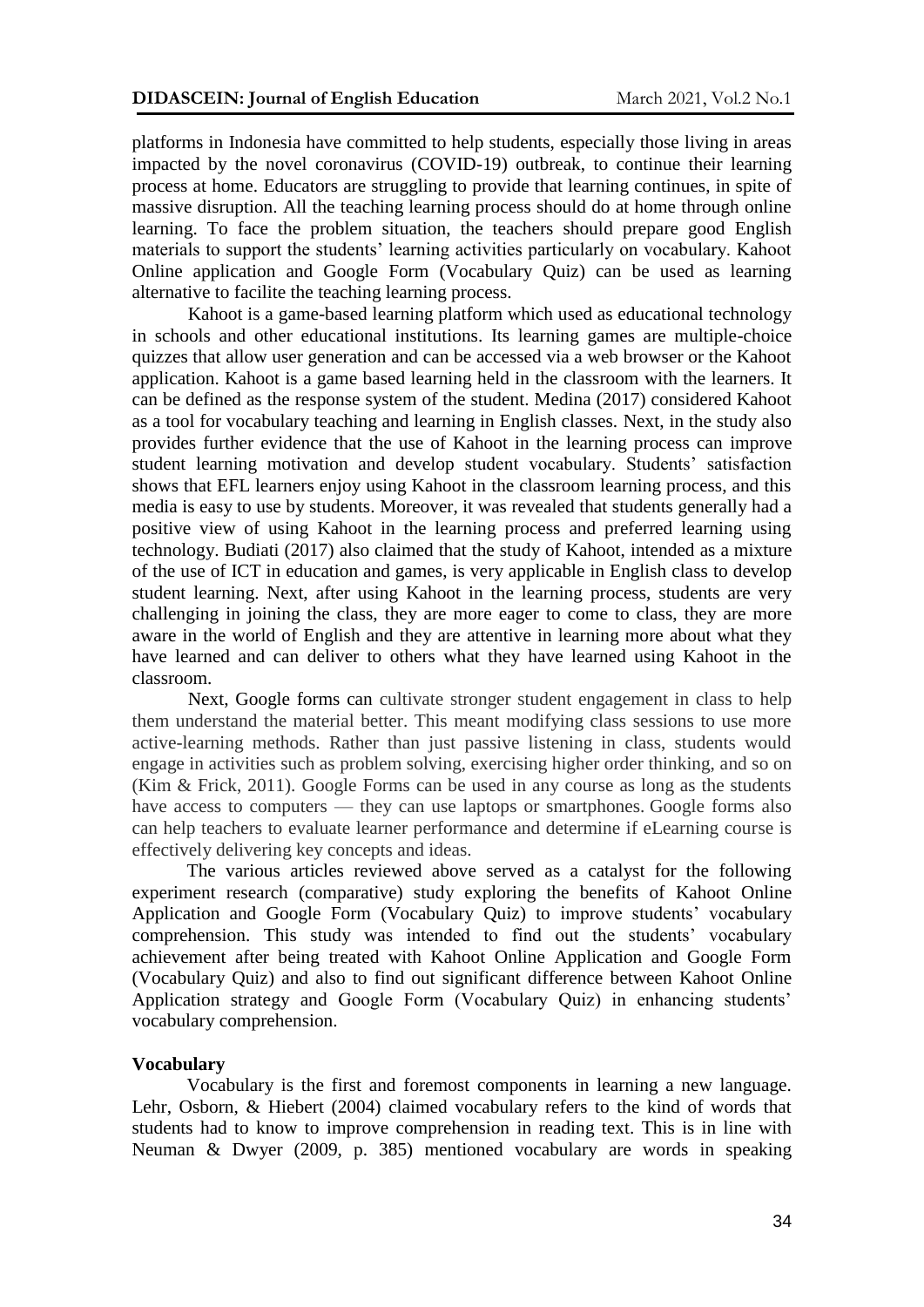platforms in Indonesia have committed to help students, especially those living in areas impacted by the novel coronavirus (COVID-19) outbreak, to continue their learning process at home. Educators are struggling to provide that learning continues, in spite of massive disruption. All the teaching learning process should do at home through online learning. To face the problem situation, the teachers should prepare good English materials to support the students' learning activities particularly on vocabulary. Kahoot Online application and Google Form (Vocabulary Quiz) can be used as learning alternative to facilite the teaching learning process.

Kahoot is a game-based learning platform which used as educational technology in schools and other educational institutions. Its learning games are multiple-choice quizzes that allow user generation and can be accessed via a web browser or the Kahoot application. Kahoot is a game based learning held in the classroom with the learners. It can be defined as the response system of the student. Medina (2017) considered Kahoot as a tool for vocabulary teaching and learning in English classes. Next, in the study also provides further evidence that the use of Kahoot in the learning process can improve student learning motivation and develop student vocabulary. Students' satisfaction shows that EFL learners enjoy using Kahoot in the classroom learning process, and this media is easy to use by students. Moreover, it was revealed that students generally had a positive view of using Kahoot in the learning process and preferred learning using technology. Budiati (2017) also claimed that the study of Kahoot, intended as a mixture of the use of ICT in education and games, is very applicable in English class to develop student learning. Next, after using Kahoot in the learning process, students are very challenging in joining the class, they are more eager to come to class, they are more aware in the world of English and they are attentive in learning more about what they have learned and can deliver to others what they have learned using Kahoot in the classroom.

Next, Google forms can cultivate stronger student engagement in class to help them understand the material better. This meant modifying class sessions to use more active-learning methods. Rather than just passive listening in class, students would engage in activities such as problem solving, exercising higher order thinking, and so on (Kim & Frick, 2011). Google Forms can be used in any course as long as the students have access to computers — they can use laptops or smartphones. Google forms also can help teachers to evaluate learner performance and determine if eLearning course is effectively delivering key concepts and ideas.

The various articles reviewed above served as a catalyst for the following experiment research (comparative) study exploring the benefits of Kahoot Online Application and Google Form (Vocabulary Quiz) to improve students' vocabulary comprehension. This study was intended to find out the students' vocabulary achievement after being treated with Kahoot Online Application and Google Form (Vocabulary Quiz) and also to find out significant difference between Kahoot Online Application strategy and Google Form (Vocabulary Quiz) in enhancing students' vocabulary comprehension.

## Vocabulary

Vocabulary is the first and foremost components in learning a new language. Lehr, Osborn, & Hiebert (2004) claimed vocabulary refers to the kind of words that students had to know to improve comprehension in reading text. This is in line with Neuman & Dwyer (2009, p. 385) mentioned vocabulary are words in speaking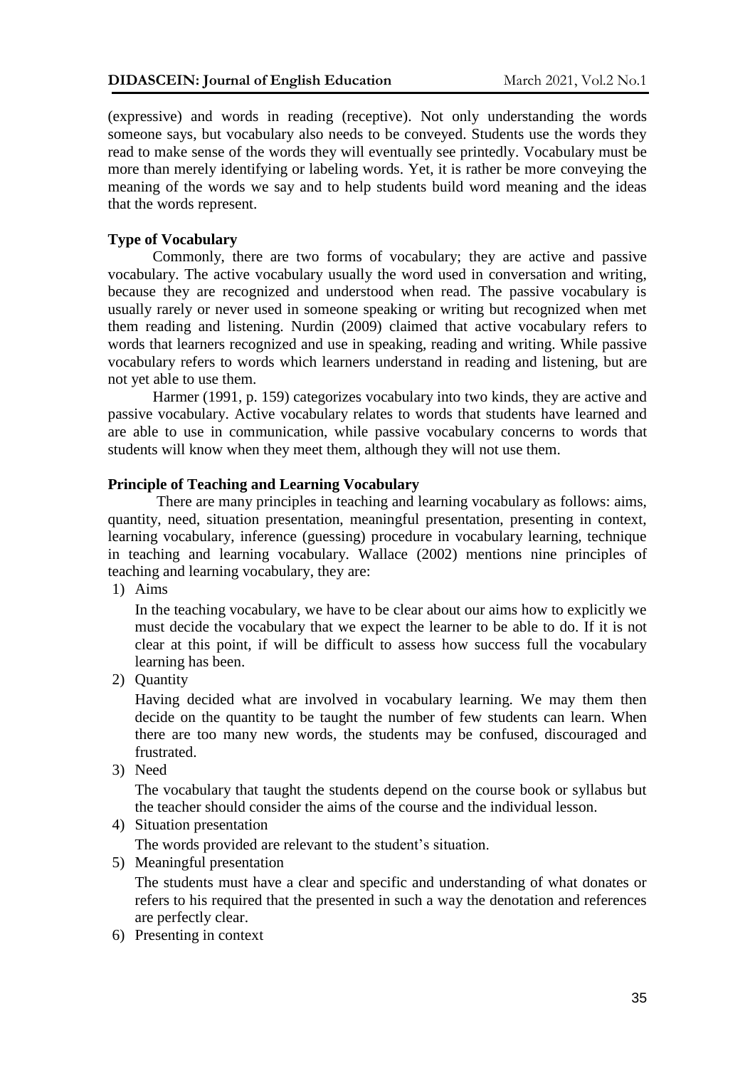(expressive) and words in reading (receptive). Not only understanding the words someone says, but vocabulary also needs to be conveyed. Students use the words they read to make sense of the words they will eventually see printedly. Vocabulary must be more than merely identifying or labeling words. Yet, it is rather be more conveying the meaning of the words we say and to help students build word meaning and the ideas that the words represent.

**Type of Vocabulary**

Commonly, there are two forms of vocabulary; they are active and passive vocabulary. The active vocabulary usually the word used in conversation and writing, because they are recognized and understood when read. The passive vocabulary is usually rarely or never used in someone speaking or writing but recognized when met them reading and listening. Nurdin (2009) claimed that active vocabulary refers to words that learners recognized and use in speaking, reading and writing. While passive vocabulary refers to words which learners understand in reading and listening, but are not yet able to use them.

Harmer (1991, p. 159) categorizes vocabulary into two kinds, they are active and passive vocabulary. Active vocabulary relates to words that students have learned and are able to use in communication, while passive vocabulary concerns to words that students will know when they meet them, although they will not use them.

**Principle of Teaching and Learning Vocabulary**

There are many principles in teaching and learning vocabulary as follows: aims, quantity, need, situation presentation, meaningful presentation, presenting in context, learning vocabulary, inference (guessing) procedure in vocabulary learning, technique in teaching and learning vocabulary. Wallace (2002) mentions nine principles of teaching and learning vocabulary, they are:

1) Aims

   In the teaching vocabulary, we have to be clear about our aims how to explicitly we must decide the vocabulary that we expect the learner to be able to do. If it is not clear at this point, if will be difficult to assess how success full the vocabulary learning has been.

2) Quantity

   Having decided what are involved in vocabulary learning. We may them then decide on the quantity to be taught the number of few students can learn. When there are too many new words, the students may be confused, discouraged and frustrated.

3) Need

   The vocabulary that taught the students depend on the course book or syllabus but the teacher should consider the aims of the course and the individual lesson.

4) Situation presentation

   The words provided are relevant to the student's situation.

5) Meaningful presentation

   The students must have a clear and specific and understanding of what donates or refers to his required that the presented in such a way the denotation and references are perfectly clear.

6) Presenting in context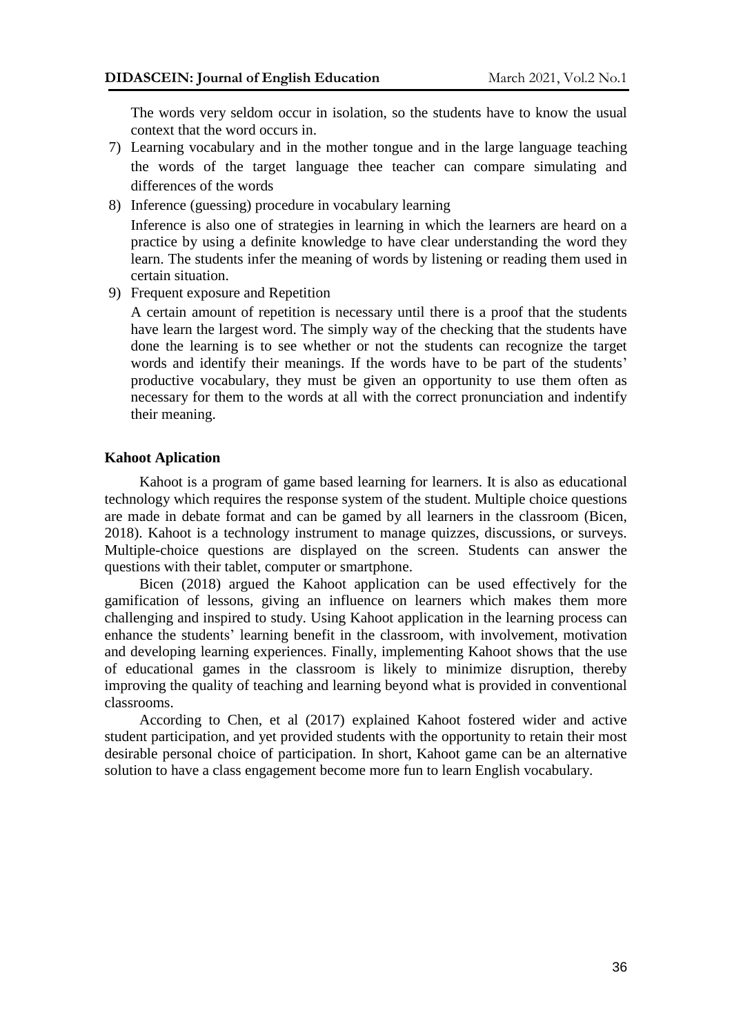The words very seldom occur in isolation, so the students have to know the usual context that the word occurs in.

7) Learning vocabulary and in the mother tongue and in the large language teaching the words of the target language thee teacher can compare simulating and differences of the words
8) Inference (guessing) procedure in vocabulary learning

   Inference is also one of strategies in learning in which the learners are heard on a practice by using a definite knowledge to have clear understanding the word they learn. The students infer the meaning of words by listening or reading them used in certain situation.
9) Frequent exposure and Repetition

   A certain amount of repetition is necessary until there is a proof that the students have learn the largest word. The simply way of the checking that the students have done the learning is to see whether or not the students can recognize the target words and identify their meanings. If the words have to be part of the students' productive vocabulary, they must be given an opportunity to use them often as necessary for them to the words at all with the correct pronunciation and indentify their meaning.

**Kahoot Aplication**

Kahoot is a program of game based learning for learners. It is also as educational technology which requires the response system of the student. Multiple choice questions are made in debate format and can be gamed by all learners in the classroom (Bicen, 2018). Kahoot is a technology instrument to manage quizzes, discussions, or surveys. Multiple-choice questions are displayed on the screen. Students can answer the questions with their tablet, computer or smartphone.

Bicen (2018) argued the Kahoot application can be used effectively for the gamification of lessons, giving an influence on learners which makes them more challenging and inspired to study. Using Kahoot application in the learning process can enhance the students' learning benefit in the classroom, with involvement, motivation and developing learning experiences. Finally, implementing Kahoot shows that the use of educational games in the classroom is likely to minimize disruption, thereby improving the quality of teaching and learning beyond what is provided in conventional classrooms.

According to Chen, et al (2017) explained Kahoot fostered wider and active student participation, and yet provided students with the opportunity to retain their most desirable personal choice of participation. In short, Kahoot game can be an alternative solution to have a class engagement become more fun to learn English vocabulary.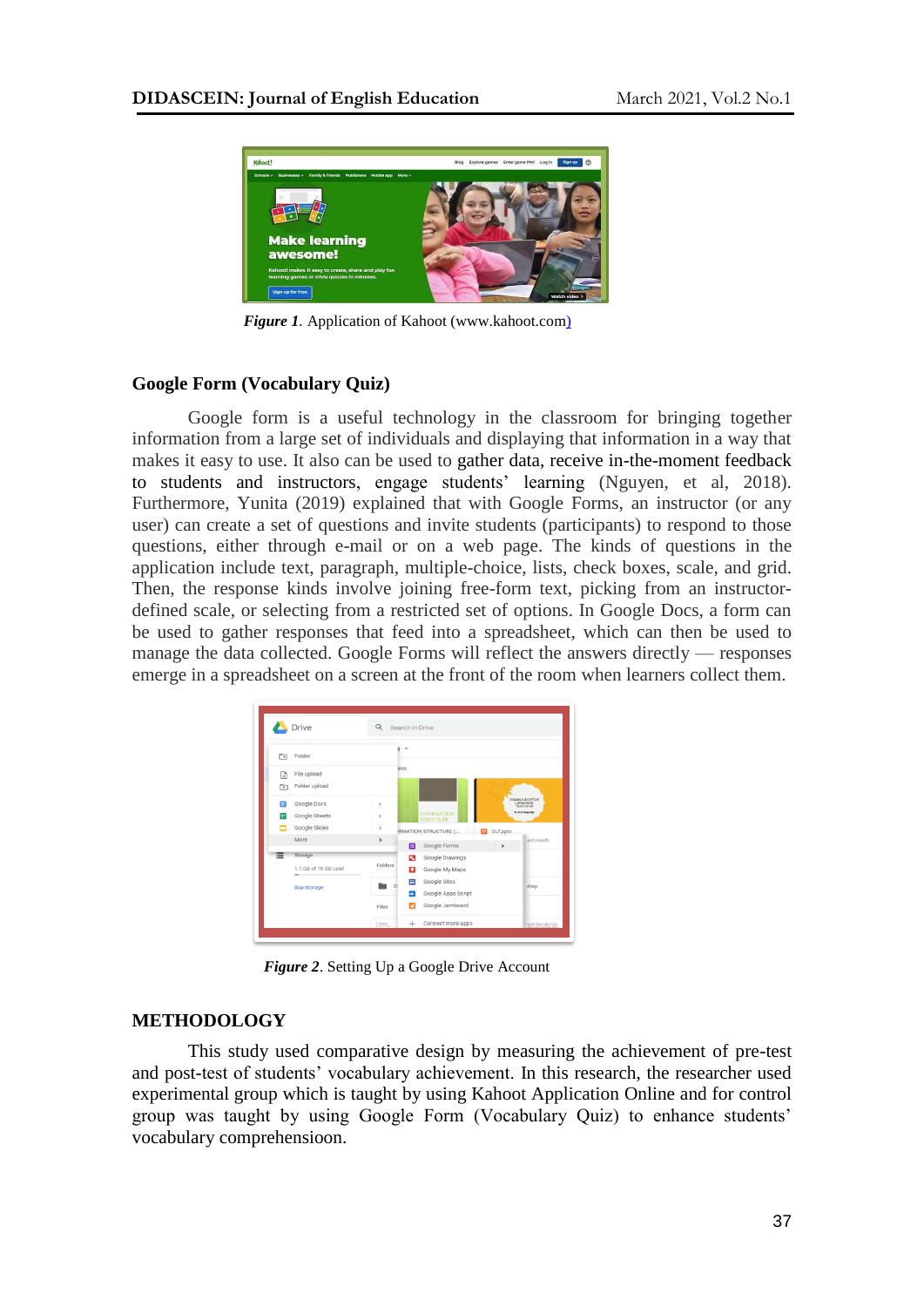*Figure 1*. Application of Kahoot (www.kahoot.com)

## Google Form (Vocabulary Quiz)

Google form is a useful technology in the classroom for bringing together information from a large set of individuals and displaying that information in a way that makes it easy to use. It also can be used to gather data, receive in-the-moment feedback to students and instructors, engage students' learning (Nguyen, et al, 2018). Furthermore, Yunita (2019) explained that with Google Forms, an instructor (or any user) can create a set of questions and invite students (participants) to respond to those questions, either through e-mail or on a web page. The kinds of questions in the application include text, paragraph, multiple-choice, lists, check boxes, scale, and grid. Then, the response kinds involve joining free-form text, picking from an instructor-defined scale, or selecting from a restricted set of options. In Google Docs, a form can be used to gather responses that feed into a spreadsheet, which can then be used to manage the data collected. Google Forms will reflect the answers directly — responses emerge in a spreadsheet on a screen at the front of the room when learners collect them.

*Figure 2*. Setting Up a Google Drive Account

## METHODOLOGY

This study used comparative design by measuring the achievement of pre-test and post-test of students' vocabulary achievement. In this research, the researcher used experimental group which is taught by using Kahoot Application Online and for control group was taught by using Google Form (Vocabulary Quiz) to enhance students' vocabulary comprehensioon.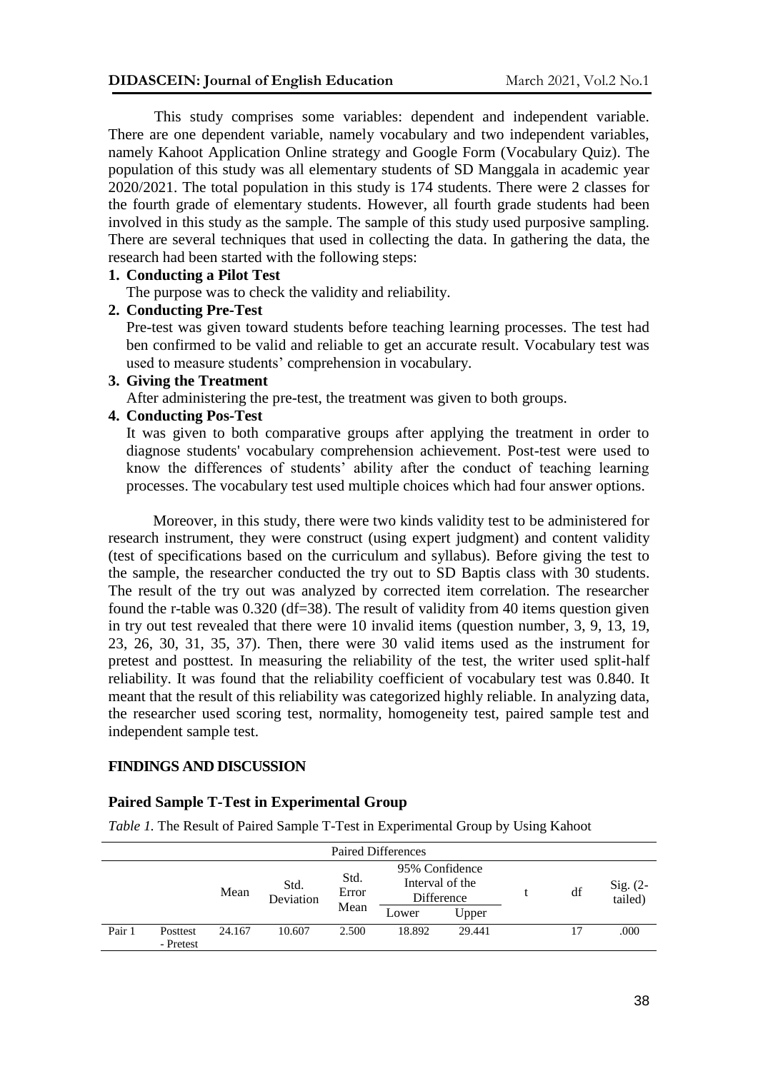This study comprises some variables: dependent and independent variable. There are one dependent variable, namely vocabulary and two independent variables, namely Kahoot Application Online strategy and Google Form (Vocabulary Quiz). The population of this study was all elementary students of SD Manggala in academic year 2020/2021. The total population in this study is 174 students. There were 2 classes for the fourth grade of elementary students. However, all fourth grade students had been involved in this study as the sample. The sample of this study used purposive sampling. There are several techniques that used in collecting the data. In gathering the data, the research had been started with the following steps:

1. **Conducting a Pilot Test**
   The purpose was to check the validity and reliability.
2. **Conducting Pre-Test**
   Pre-test was given toward students before teaching learning processes. The test had ben confirmed to be valid and reliable to get an accurate result. Vocabulary test was used to measure students' comprehension in vocabulary.
3. **Giving the Treatment**
   After administering the pre-test, the treatment was given to both groups.
4. **Conducting Pos-Test**
   It was given to both comparative groups after applying the treatment in order to diagnose students' vocabulary comprehension achievement. Post-test were used to know the differences of students' ability after the conduct of teaching learning processes. The vocabulary test used multiple choices which had four answer options.

Moreover, in this study, there were two kinds validity test to be administered for research instrument, they were construct (using expert judgment) and content validity (test of specifications based on the curriculum and syllabus). Before giving the test to the sample, the researcher conducted the try out to SD Baptis class with 30 students. The result of the try out was analyzed by corrected item correlation. The researcher found the r-table was 0.320 (df=38). The result of validity from 40 items question given in try out test revealed that there were 10 invalid items (question number, 3, 9, 13, 19, 23, 26, 30, 31, 35, 37). Then, there were 30 valid items used as the instrument for pretest and posttest. In measuring the reliability of the test, the writer used split-half reliability. It was found that the reliability coefficient of vocabulary test was 0.840. It meant that the result of this reliability was categorized highly reliable. In analyzing data, the researcher used scoring test, normality, homogeneity test, paired sample test and independent sample test.

## FINDINGS AND DISCUSSION

### Paired Sample T-Test in Experimental Group

*Table 1.* The Result of Paired Sample T-Test in Experimental Group by Using Kahoot

| | | Paired Differences | | | | | | | |
|---|---|---|---|---|---|---|---|---|---|
| | | Mean | Std. Deviation | Std. Error Mean | 95% Confidence Interval of the Difference | | t | df | Sig. (2-tailed) |
| | | | | | Lower | Upper | | | |
| Pair 1 | Posttest - Pretest | 24.167 | 10.607 | 2.500 | 18.892 | 29.441 | | 17 | .000 |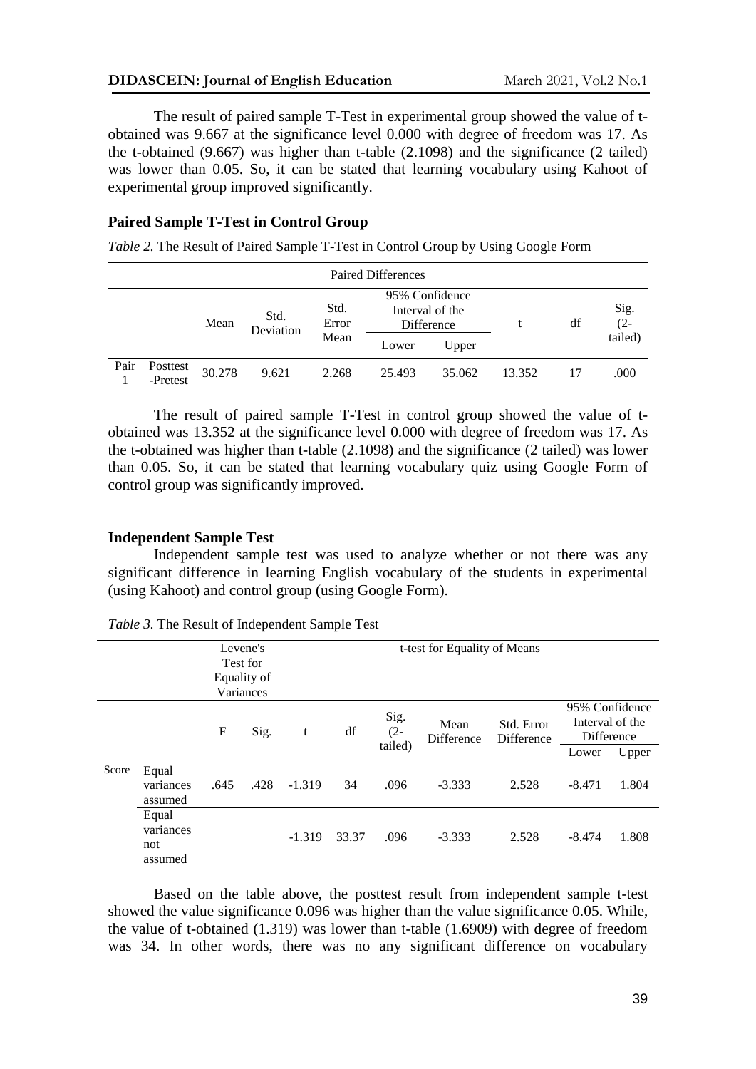The result of paired sample T-Test in experimental group showed the value of t-obtained was 9.667 at the significance level 0.000 with degree of freedom was 17. As the t-obtained (9.667) was higher than t-table (2.1098) and the significance (2 tailed) was lower than 0.05. So, it can be stated that learning vocabulary using Kahoot of experimental group improved significantly.

### Paired Sample T-Test in Control Group

*Table 2.* The Result of Paired Sample T-Test in Control Group by Using Google Form

| | | Paired Differences | | | | | | | |
|---|---|---|---|---|---|---|---|---|---|
| | | Mean | Std. Deviation | Std. Error Mean | 95% Confidence Interval of the Difference | | t | df | Sig. (2-tailed) |
| | | | | | Lower | Upper | | | |
| Pair 1 | Posttest -Pretest | 30.278 | 9.621 | 2.268 | 25.493 | 35.062 | 13.352 | 17 | .000 |

The result of paired sample T-Test in control group showed the value of t-obtained was 13.352 at the significance level 0.000 with degree of freedom was 17. As the t-obtained was higher than t-table (2.1098) and the significance (2 tailed) was lower than 0.05. So, it can be stated that learning vocabulary quiz using Google Form of control group was significantly improved.

### Independent Sample Test

Independent sample test was used to analyze whether or not there was any significant difference in learning English vocabulary of the students in experimental (using Kahoot) and control group (using Google Form).

*Table 3.* The Result of Independent Sample Test

| | | Levene's Test for Equality of Variances | | t-test for Equality of Means | | | | | | |
|---|---|---|---|---|---|---|---|---|---|---|
| | | F | Sig. | t | df | Sig. (2-tailed) | Mean Difference | Std. Error Difference | 95% Confidence Interval of the Difference | |
| | | | | | | | | | Lower | Upper |
| Score | Equal variances assumed | .645 | .428 | -1.319 | 34 | .096 | -3.333 | 2.528 | -8.471 | 1.804 |
| | Equal variances not assumed | | | -1.319 | 33.37 | .096 | -3.333 | 2.528 | -8.474 | 1.808 |

Based on the table above, the posttest result from independent sample t-test showed the value significance 0.096 was higher than the value significance 0.05. While, the value of t-obtained (1.319) was lower than t-table (1.6909) with degree of freedom was 34. In other words, there was no any significant difference on vocabulary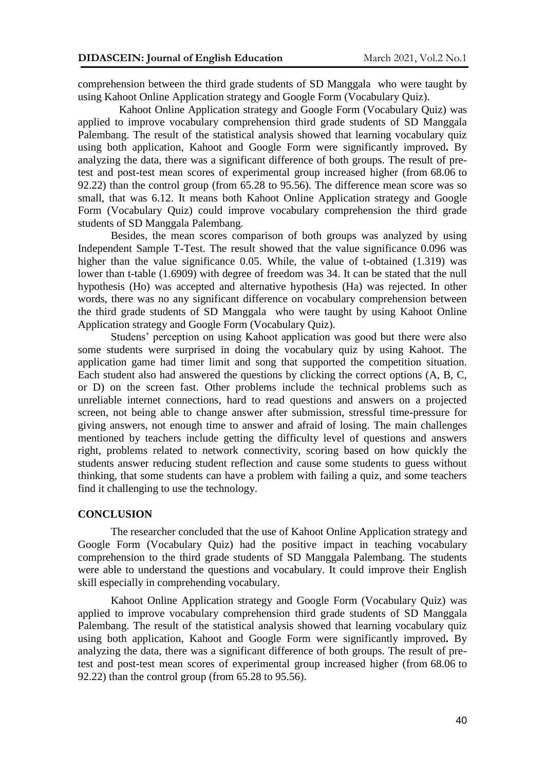comprehension between the third grade students of SD Manggala who were taught by using Kahoot Online Application strategy and Google Form (Vocabulary Quiz).

Kahoot Online Application strategy and Google Form (Vocabulary Quiz) was applied to improve vocabulary comprehension third grade students of SD Manggala Palembang. The result of the statistical analysis showed that learning vocabulary quiz using both application, Kahoot and Google Form were significantly improved**.** By analyzing the data, there was a significant difference of both groups. The result of pre-test and post-test mean scores of experimental group increased higher (from 68.06 to 92.22) than the control group (from 65.28 to 95.56). The difference mean score was so small, that was 6.12. It means both Kahoot Online Application strategy and Google Form (Vocabulary Quiz) could improve vocabulary comprehension the third grade students of SD Manggala Palembang.

Besides, the mean scores comparison of both groups was analyzed by using Independent Sample T-Test. The result showed that the value significance 0.096 was higher than the value significance 0.05. While, the value of t-obtained (1.319) was lower than t-table (1.6909) with degree of freedom was 34. It can be stated that the null hypothesis (Ho) was accepted and alternative hypothesis (Ha) was rejected. In other words, there was no any significant difference on vocabulary comprehension between the third grade students of SD Manggala who were taught by using Kahoot Online Application strategy and Google Form (Vocabulary Quiz).

Studens' perception on using Kahoot application was good but there were also some students were surprised in doing the vocabulary quiz by using Kahoot. The application game had timer limit and song that supported the competition situation. Each student also had answered the questions by clicking the correct options (A, B, C, or D) on the screen fast. Other problems include the technical problems such as unreliable internet connections, hard to read questions and answers on a projected screen, not being able to change answer after submission, stressful time-pressure for giving answers, not enough time to answer and afraid of losing. The main challenges mentioned by teachers include getting the difficulty level of questions and answers right, problems related to network connectivity, scoring based on how quickly the students answer reducing student reflection and cause some students to guess without thinking, that some students can have a problem with failing a quiz, and some teachers find it challenging to use the technology.

## CONCLUSION

The researcher concluded that the use of Kahoot Online Application strategy and Google Form (Vocabulary Quiz) had the positive impact in teaching vocabulary comprehension to the third grade students of SD Manggala Palembang. The students were able to understand the questions and vocabulary. It could improve their English skill especially in comprehending vocabulary.

Kahoot Online Application strategy and Google Form (Vocabulary Quiz) was applied to improve vocabulary comprehension third grade students of SD Manggala Palembang. The result of the statistical analysis showed that learning vocabulary quiz using both application, Kahoot and Google Form were significantly improved**.** By analyzing the data, there was a significant difference of both groups. The result of pre-test and post-test mean scores of experimental group increased higher (from 68.06 to 92.22) than the control group (from 65.28 to 95.56).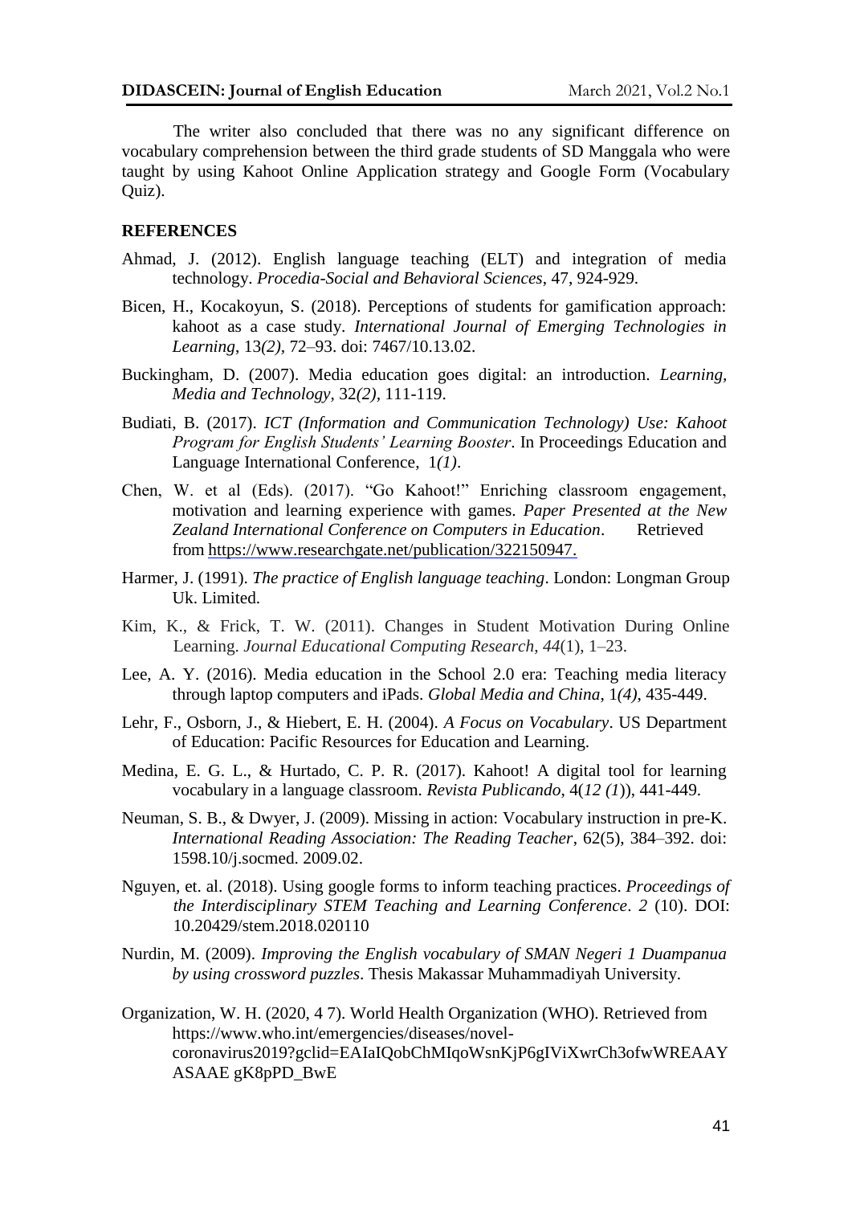The writer also concluded that there was no any significant difference on vocabulary comprehension between the third grade students of SD Manggala who were taught by using Kahoot Online Application strategy and Google Form (Vocabulary Quiz).

## REFERENCES

Ahmad, J. (2012). English language teaching (ELT) and integration of media technology. *Procedia-Social and Behavioral Sciences*, 47, 924-929.

Bicen, H., Kocakoyun, S. (2018). Perceptions of students for gamification approach: kahoot as a case study. *International Journal of Emerging Technologies in Learning*, 13*(2)*, 72–93. doi: 7467/10.13.02.

Buckingham, D. (2007). Media education goes digital: an introduction. *Learning, Media and Technology*, 32*(2)*, 111-119.

Budiati, B. (2017). *ICT (Information and Communication Technology) Use: Kahoot Program for English Students' Learning Booster*. In Proceedings Education and Language International Conference, 1*(1)*.

Chen, W. et al (Eds). (2017). "Go Kahoot!" Enriching classroom engagement, motivation and learning experience with games. *Paper Presented at the New Zealand International Conference on Computers in Education*. Retrieved from https://www.researchgate.net/publication/322150947.

Harmer, J. (1991). *The practice of English language teaching*. London: Longman Group Uk. Limited.

Kim, K., & Frick, T. W. (2011). Changes in Student Motivation During Online Learning. *Journal Educational Computing Research*, *44*(1), 1–23.

Lee, A. Y. (2016). Media education in the School 2.0 era: Teaching media literacy through laptop computers and iPads. *Global Media and China*, 1*(4)*, 435-449.

Lehr, F., Osborn, J., & Hiebert, E. H. (2004). *A Focus on Vocabulary*. US Department of Education: Pacific Resources for Education and Learning.

Medina, E. G. L., & Hurtado, C. P. R. (2017). Kahoot! A digital tool for learning vocabulary in a language classroom. *Revista Publicando*, 4(*12 (1*)), 441-449.

Neuman, S. B., & Dwyer, J. (2009). Missing in action: Vocabulary instruction in pre-K. *International Reading Association: The Reading Teacher*, 62(5), 384–392. doi: 1598.10/j.socmed. 2009.02.

Nguyen, et. al. (2018). Using google forms to inform teaching practices. *Proceedings of the Interdisciplinary STEM Teaching and Learning Conference*. *2* (10). DOI: 10.20429/stem.2018.020110

Nurdin, M. (2009). *Improving the English vocabulary of SMAN Negeri 1 Duampanua by using crossword puzzles*. Thesis Makassar Muhammadiyah University.

Organization, W. H. (2020, 4 7). World Health Organization (WHO). Retrieved from https://www.who.int/emergencies/diseases/novel-coronavirus2019?gclid=EAIaIQobChMIqoWsnKjP6gIViXwrCh3ofwWREAAYASAAE gK8pPD_BwE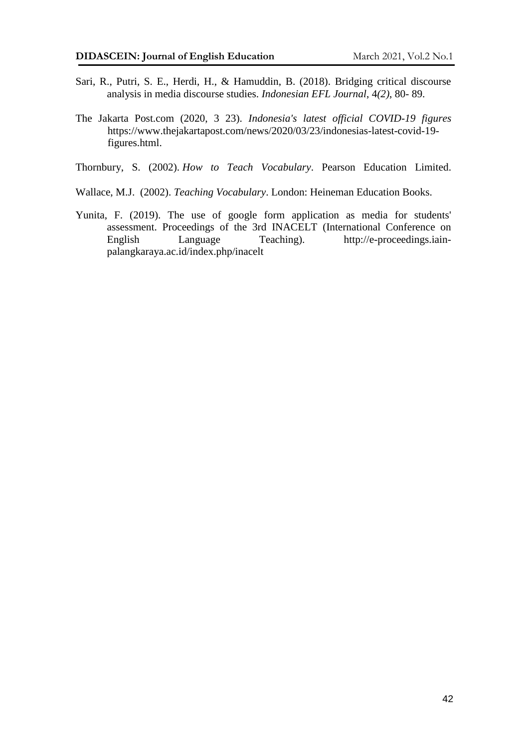Sari, R., Putri, S. E., Herdi, H., & Hamuddin, B. (2018). Bridging critical discourse analysis in media discourse studies. *Indonesian EFL Journal*, 4*(2)*, 80- 89.

The Jakarta Post.com (2020, 3 23). *Indonesia's latest official COVID-19 figures* https://www.thejakartapost.com/news/2020/03/23/indonesias-latest-covid-19-figures.html.

Thornbury, S. (2002). *How to Teach Vocabulary*. Pearson Education Limited.

Wallace, M.J. (2002). *Teaching Vocabulary*. London: Heineman Education Books.

Yunita, F. (2019). The use of google form application as media for students' assessment. Proceedings of the 3rd INACELT (International Conference on English Language Teaching). http://e-proceedings.iain-palangkaraya.ac.id/index.php/inacelt